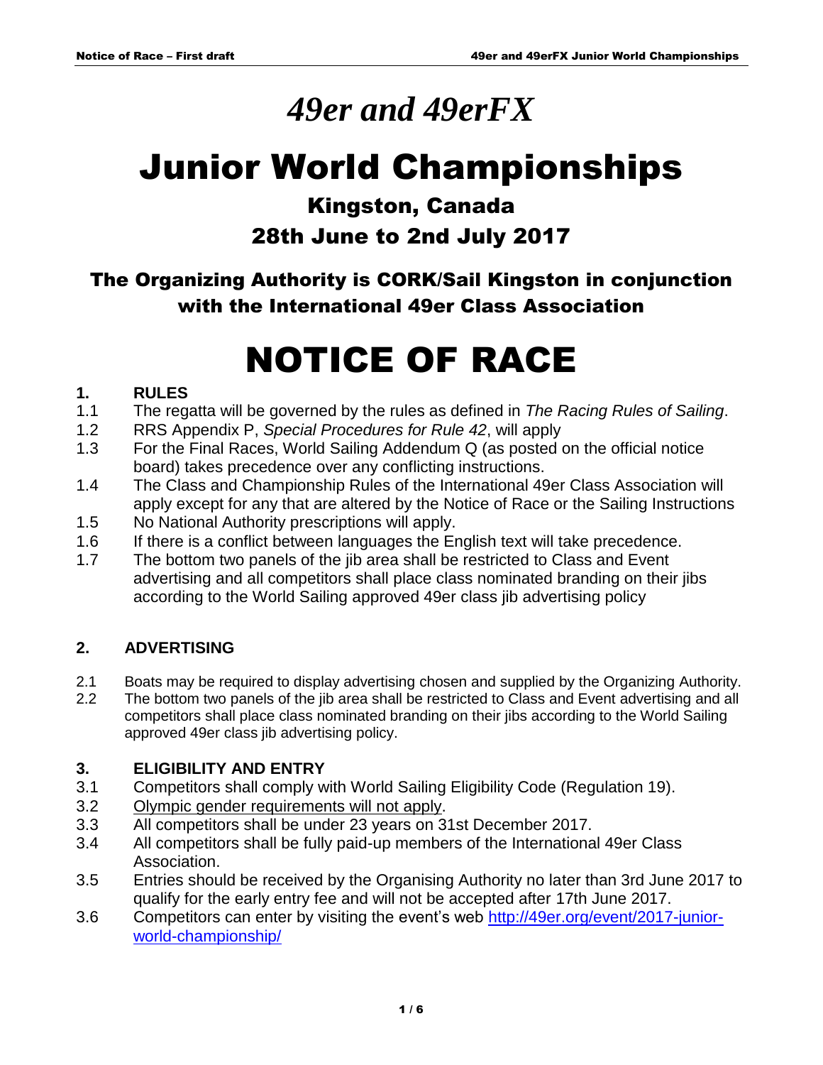# *49er and 49erFX*

# Junior World Championships

## Kingston, Canada

## 28th June to 2nd July 2017

## The Organizing Authority is CORK/Sail Kingston in conjunction with the International 49er Class Association

# NOTICE OF RACE

### 1. RULES

1.1 The regatta will be governed by the rules as defined in *The Racing Rules of Sailing*.

1.2 RRS Appendix P, *Special Procedures for Rule 42*, will apply

1.3 For the Final Races, World Sailing Addendum Q (as posted on the official notice board) takes precedence over any conflicting instructions.

1.4 The Class and Championship Rules of the International 49er Class Association will apply except for any that are altered by the Notice of Race or the Sailing Instructions

1.5 No National Authority prescriptions will apply.

1.6 If there is a conflict between languages the English text will take precedence.

1.7 The bottom two panels of the jib area shall be restricted to Class and Event advertising and all competitors shall place class nominated branding on their jibs according to the World Sailing approved 49er class jib advertising policy

### 2. ADVERTISING

2.1 Boats may be required to display advertising chosen and supplied by the Organizing Authority.

2.2 The bottom two panels of the jib area shall be restricted to Class and Event advertising and all competitors shall place class nominated branding on their jibs according to the World Sailing approved 49er class jib advertising policy.

### 3. ELIGIBILITY AND ENTRY

3.1 Competitors shall comply with World Sailing Eligibility Code (Regulation 19).

3.2 <u>Olympic gender requirements will not apply</u>.

3.3 All competitors shall be under 23 years on 31st December 2017.

3.4 All competitors shall be fully paid-up members of the International 49er Class Association.

3.5 Entries should be received by the Organising Authority no later than 3rd June 2017 to qualify for the early entry fee and will not be accepted after 17th June 2017.

3.6 Competitors can enter by visiting the event's web [http://49er.org/event/2017-junior-world-championship/](http://49er.org/event/2017-junior-world-championship/)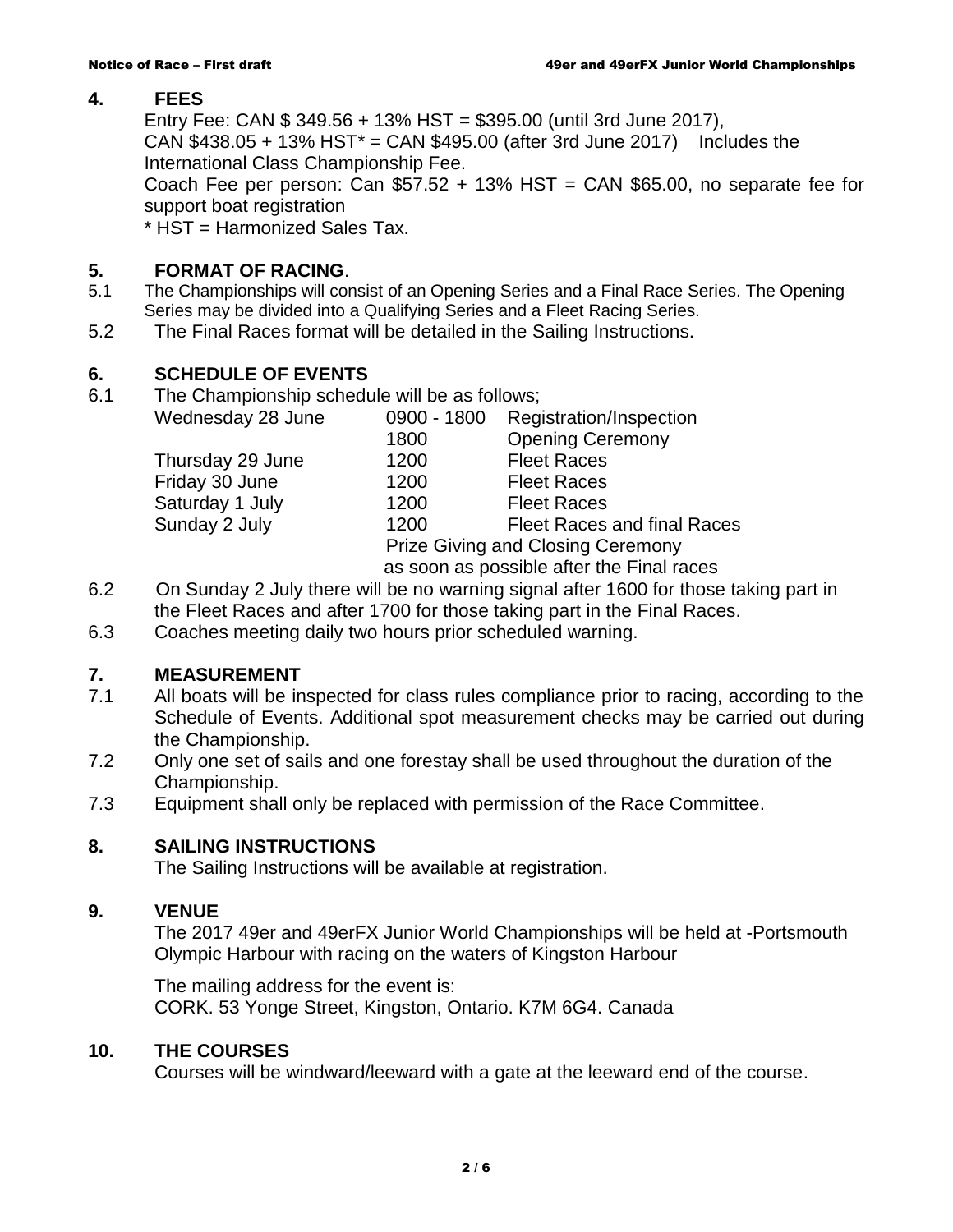## 4. FEES

Entry Fee: CAN $ 349.56 + 13% HST = $395.00 (until 3rd June 2017),
CAN $438.05 + 13% HST* = CAN $495.00 (after 3rd June 2017)   Includes the International Class Championship Fee.
Coach Fee per person: Can $57.52 + 13% HST = CAN $65.00, no separate fee for support boat registration
* HST = Harmonized Sales Tax.

## 5. FORMAT OF RACING.

5.1 The Championships will consist of an Opening Series and a Final Race Series. The Opening Series may be divided into a Qualifying Series and a Fleet Racing Series.

5.2 The Final Races format will be detailed in the Sailing Instructions.

## 6. SCHEDULE OF EVENTS

6.1 The Championship schedule will be as follows;

| | | |
|---|---|---|
| Wednesday 28 June | 0900 - 1800 | Registration/Inspection |
| | 1800 | Opening Ceremony |
| Thursday 29 June | 1200 | Fleet Races |
| Friday 30 June | 1200 | Fleet Races |
| Saturday 1 July | 1200 | Fleet Races |
| Sunday 2 July | 1200 | Fleet Races and final Races |
| | Prize Giving and Closing Ceremony as soon as possible after the Final races | |

6.2 On Sunday 2 July there will be no warning signal after 1600 for those taking part in the Fleet Races and after 1700 for those taking part in the Final Races.

6.3 Coaches meeting daily two hours prior scheduled warning.

## 7. MEASUREMENT

7.1 All boats will be inspected for class rules compliance prior to racing, according to the Schedule of Events. Additional spot measurement checks may be carried out during the Championship.

7.2 Only one set of sails and one forestay shall be used throughout the duration of the Championship.

7.3 Equipment shall only be replaced with permission of the Race Committee.

## 8. SAILING INSTRUCTIONS

The Sailing Instructions will be available at registration.

## 9. VENUE

The 2017 49er and 49erFX Junior World Championships will be held at -Portsmouth Olympic Harbour with racing on the waters of Kingston Harbour

The mailing address for the event is:
CORK. 53 Yonge Street, Kingston, Ontario. K7M 6G4. Canada

## 10. THE COURSES

Courses will be windward/leeward with a gate at the leeward end of the course.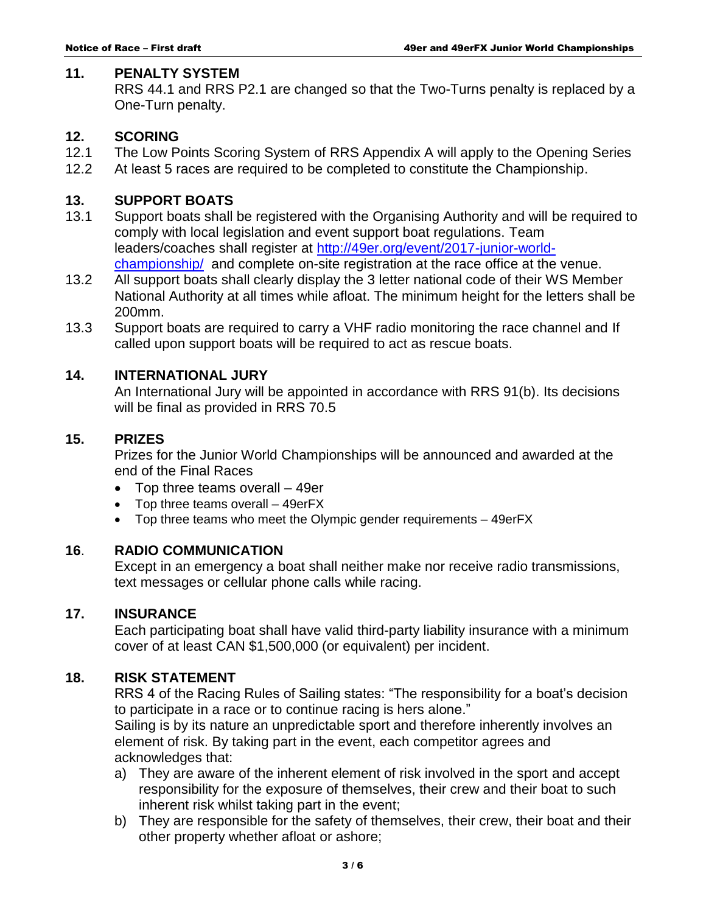## 11. PENALTY SYSTEM

RRS 44.1 and RRS P2.1 are changed so that the Two-Turns penalty is replaced by a One-Turn penalty.

## 12. SCORING

12.1 The Low Points Scoring System of RRS Appendix A will apply to the Opening Series

12.2 At least 5 races are required to be completed to constitute the Championship.

## 13. SUPPORT BOATS

13.1 Support boats shall be registered with the Organising Authority and will be required to comply with local legislation and event support boat regulations. Team leaders/coaches shall register at [http://49er.org/event/2017-junior-world-championship/](http://49er.org/event/2017-junior-world-championship/) and complete on-site registration at the race office at the venue.

13.2 All support boats shall clearly display the 3 letter national code of their WS Member National Authority at all times while afloat. The minimum height for the letters shall be 200mm.

13.3 Support boats are required to carry a VHF radio monitoring the race channel and If called upon support boats will be required to act as rescue boats.

## 14. INTERNATIONAL JURY

An International Jury will be appointed in accordance with RRS 91(b). Its decisions will be final as provided in RRS 70.5

## 15. PRIZES

Prizes for the Junior World Championships will be announced and awarded at the end of the Final Races

- Top three teams overall – 49er
- Top three teams overall – 49erFX
- Top three teams who meet the Olympic gender requirements – 49erFX

## 16. RADIO COMMUNICATION

Except in an emergency a boat shall neither make nor receive radio transmissions, text messages or cellular phone calls while racing.

## 17. INSURANCE

Each participating boat shall have valid third-party liability insurance with a minimum cover of at least CAN $1,500,000 (or equivalent) per incident.

## 18. RISK STATEMENT

RRS 4 of the Racing Rules of Sailing states: "The responsibility for a boat's decision to participate in a race or to continue racing is hers alone."

Sailing is by its nature an unpredictable sport and therefore inherently involves an element of risk. By taking part in the event, each competitor agrees and acknowledges that:

a) They are aware of the inherent element of risk involved in the sport and accept responsibility for the exposure of themselves, their crew and their boat to such inherent risk whilst taking part in the event;

b) They are responsible for the safety of themselves, their crew, their boat and their other property whether afloat or ashore;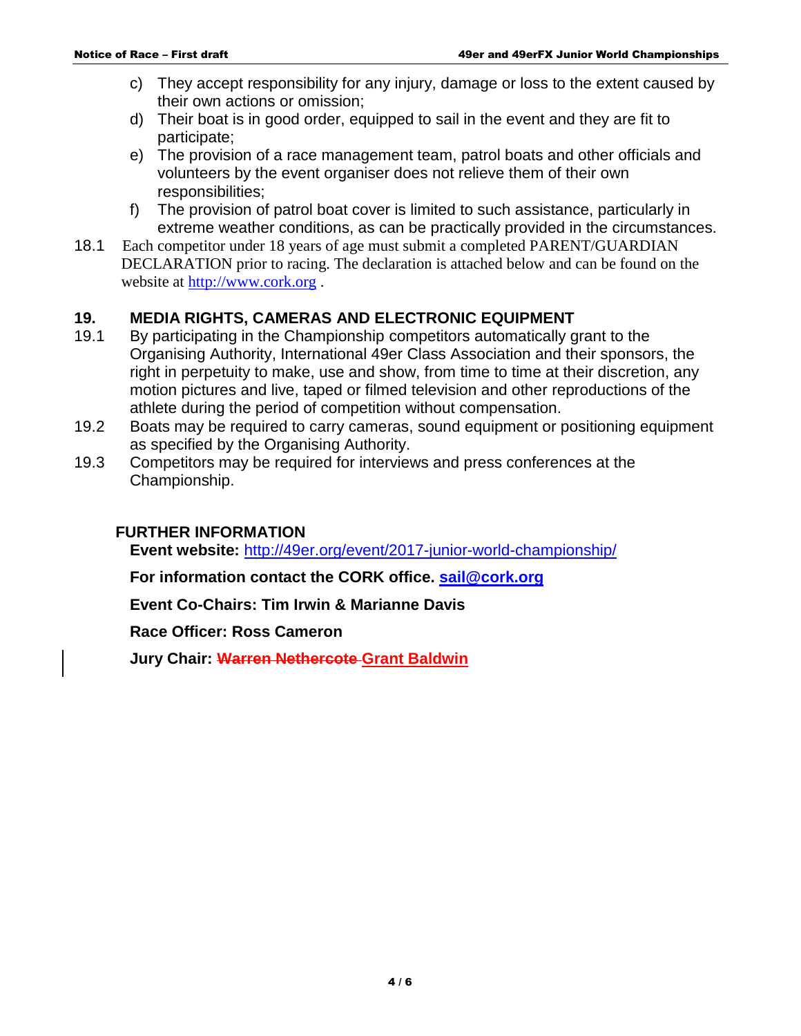c) They accept responsibility for any injury, damage or loss to the extent caused by their own actions or omission;
d) Their boat is in good order, equipped to sail in the event and they are fit to participate;
e) The provision of a race management team, patrol boats and other officials and volunteers by the event organiser does not relieve them of their own responsibilities;
f) The provision of patrol boat cover is limited to such assistance, particularly in extreme weather conditions, as can be practically provided in the circumstances.

18.1 Each competitor under 18 years of age must submit a completed PARENT/GUARDIAN DECLARATION prior to racing. The declaration is attached below and can be found on the website at http://www.cork.org .

## 19. MEDIA RIGHTS, CAMERAS AND ELECTRONIC EQUIPMENT

19.1 By participating in the Championship competitors automatically grant to the Organising Authority, International 49er Class Association and their sponsors, the right in perpetuity to make, use and show, from time to time at their discretion, any motion pictures and live, taped or filmed television and other reproductions of the athlete during the period of competition without compensation.

19.2 Boats may be required to carry cameras, sound equipment or positioning equipment as specified by the Organising Authority.

19.3 Competitors may be required for interviews and press conferences at the Championship.

## FURTHER INFORMATION

**Event website:** http://49er.org/event/2017-junior-world-championship/

**For information contact the CORK office. sail@cork.org**

**Event Co-Chairs: Tim Irwin & Marianne Davis**

**Race Officer: Ross Cameron**

**Jury Chair: ~~Warren Nethercote~~ Grant Baldwin**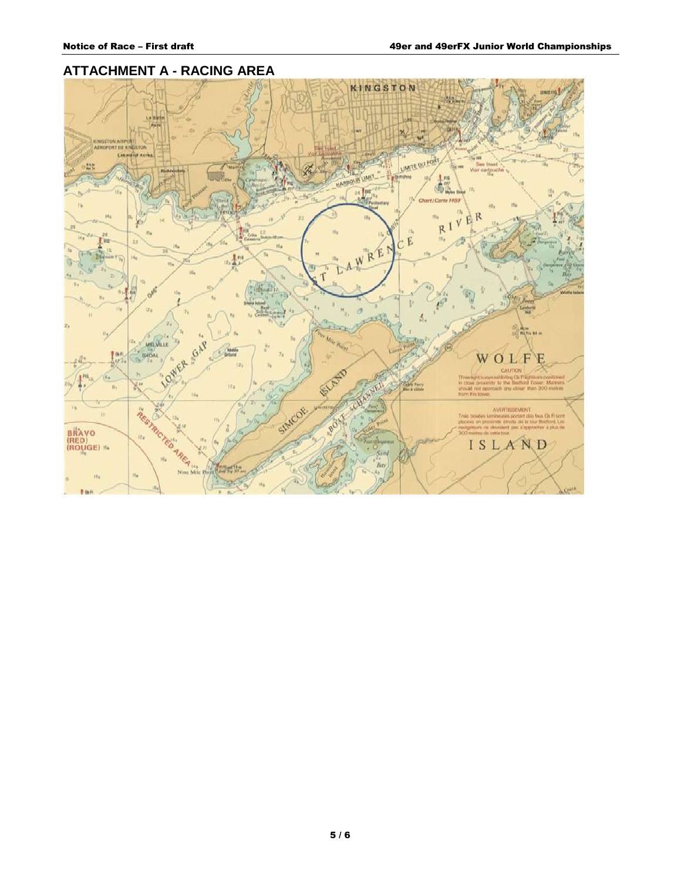## ATTACHMENT A - RACING AREA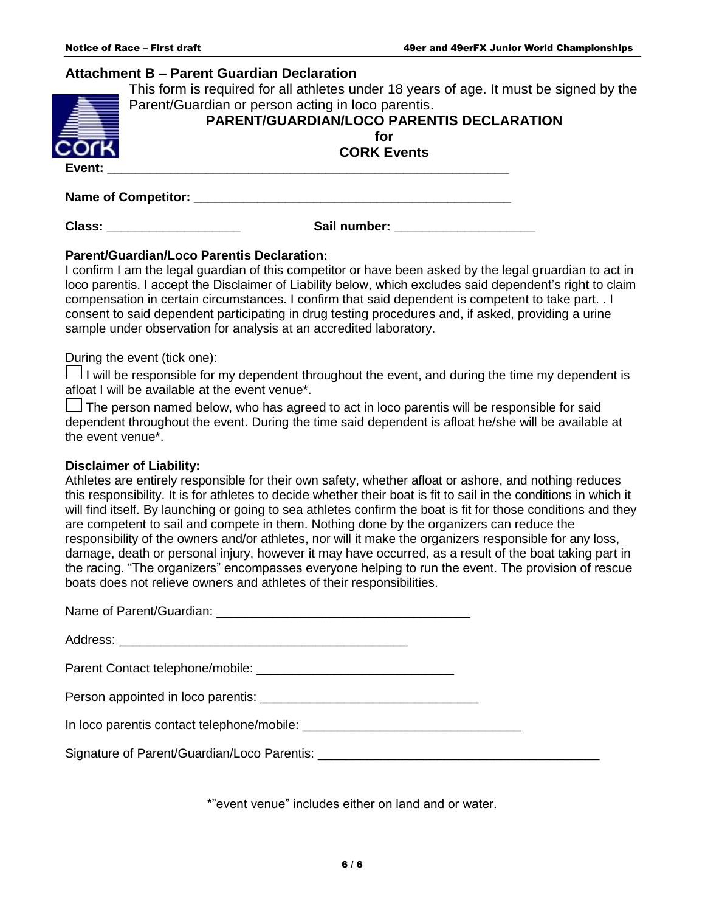## Attachment B – Parent Guardian Declaration

This form is required for all athletes under 18 years of age. It must be signed by the Parent/Guardian or person acting in loco parentis.

**PARENT/GUARDIAN/LOCO PARENTIS DECLARATION**
**for**
**CORK Events**

**Event:** ____________________________________________________________

**Name of Competitor:** ______________________________________________

**Class:** ____________________ **Sail number:** ____________________

**Parent/Guardian/Loco Parentis Declaration:**

I confirm I am the legal guardian of this competitor or have been asked by the legal gruardian to act in loco parentis. I accept the Disclaimer of Liability below, which excludes said dependent's right to claim compensation in certain circumstances. I confirm that said dependent is competent to take part. . I consent to said dependent participating in drug testing procedures and, if asked, providing a urine sample under observation for analysis at an accredited laboratory.

During the event (tick one):

☐ I will be responsible for my dependent throughout the event, and during the time my dependent is afloat I will be available at the event venue*.

☐ The person named below, who has agreed to act in loco parentis will be responsible for said dependent throughout the event. During the time said dependent is afloat he/she will be available at the event venue*.

**Disclaimer of Liability:**

Athletes are entirely responsible for their own safety, whether afloat or ashore, and nothing reduces this responsibility. It is for athletes to decide whether their boat is fit to sail in the conditions in which it will find itself. By launching or going to sea athletes confirm the boat is fit for those conditions and they are competent to sail and compete in them. Nothing done by the organizers can reduce the responsibility of the owners and/or athletes, nor will it make the organizers responsible for any loss, damage, death or personal injury, however it may have occurred, as a result of the boat taking part in the racing. "The organizers" encompasses everyone helping to run the event. The provision of rescue boats does not relieve owners and athletes of their responsibilities.

Name of Parent/Guardian: ______________________________________

Address: ____________________________________________

Parent Contact telephone/mobile: ______________________________

Person appointed in loco parentis: ________________________________

In loco parentis contact telephone/mobile: ________________________________

Signature of Parent/Guardian/Loco Parentis: __________________________________________

*"event venue" includes either on land and or water.